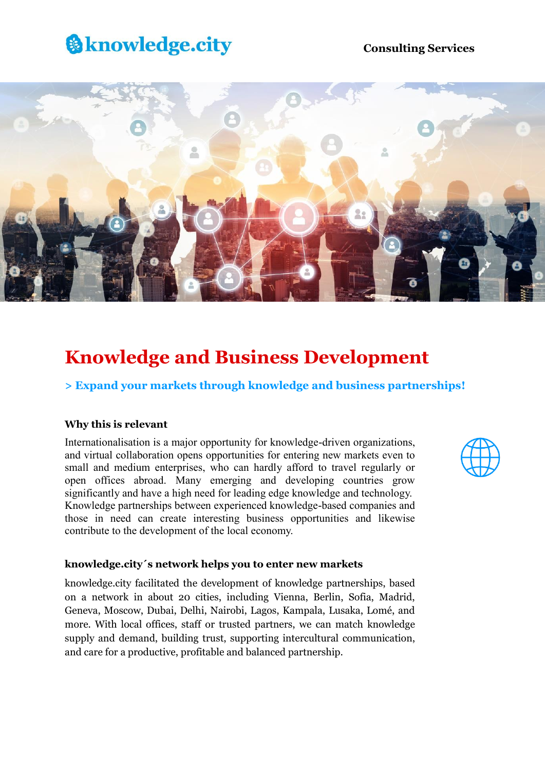knowledge.city

**Consulting Services**

# Knowledge and Business Development

### > Expand your markets through knowledge and business partnerships!

**Why this is relevant**

Internationalisation is a major opportunity for knowledge-driven organizations, and virtual collaboration opens opportunities for entering new markets even to small and medium enterprises, who can hardly afford to travel regularly or open offices abroad. Many emerging and developing countries grow significantly and have a high need for leading edge knowledge and technology. Knowledge partnerships between experienced knowledge-based companies and those in need can create interesting business opportunities and likewise contribute to the development of the local economy.

**knowledge.city´s network helps you to enter new markets**

knowledge.city facilitated the development of knowledge partnerships, based on a network in about 20 cities, including Vienna, Berlin, Sofia, Madrid, Geneva, Moscow, Dubai, Delhi, Nairobi, Lagos, Kampala, Lusaka, Lomé, and more. With local offices, staff or trusted partners, we can match knowledge supply and demand, building trust, supporting intercultural communication, and care for a productive, profitable and balanced partnership.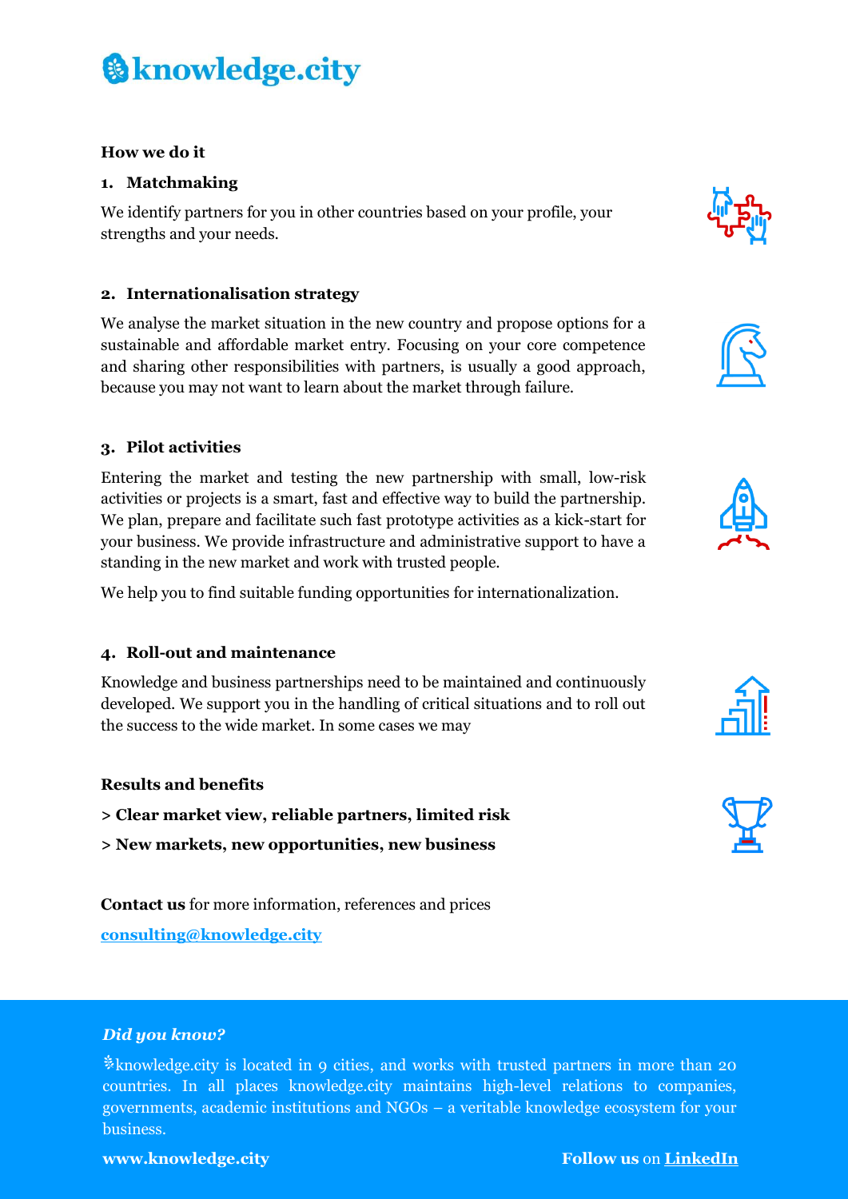# knowledge.city

**How we do it**

**1. Matchmaking**

We identify partners for you in other countries based on your profile, your strengths and your needs.

**2. Internationalisation strategy**

We analyse the market situation in the new country and propose options for a sustainable and affordable market entry. Focusing on your core competence and sharing other responsibilities with partners, is usually a good approach, because you may not want to learn about the market through failure.

**3. Pilot activities**

Entering the market and testing the new partnership with small, low-risk activities or projects is a smart, fast and effective way to build the partnership. We plan, prepare and facilitate such fast prototype activities as a kick-start for your business. We provide infrastructure and administrative support to have a standing in the new market and work with trusted people.

We help you to find suitable funding opportunities for internationalization.

**4. Roll-out and maintenance**

Knowledge and business partnerships need to be maintained and continuously developed. We support you in the handling of critical situations and to roll out the success to the wide market. In some cases we may

**Results and benefits**

**> Clear market view, reliable partners, limited risk**

**> New markets, new opportunities, new business**

**Contact us** for more information, references and prices

**[consulting@knowledge.city](mailto:consulting@knowledge.city)**

***Did you know?***

knowledge.city is located in 9 cities, and works with trusted partners in more than 20 countries. In all places knowledge.city maintains high-level relations to companies, governments, academic institutions and NGOs – a veritable knowledge ecosystem for your business.

**www.knowledge.city** **Follow us** on **LinkedIn**